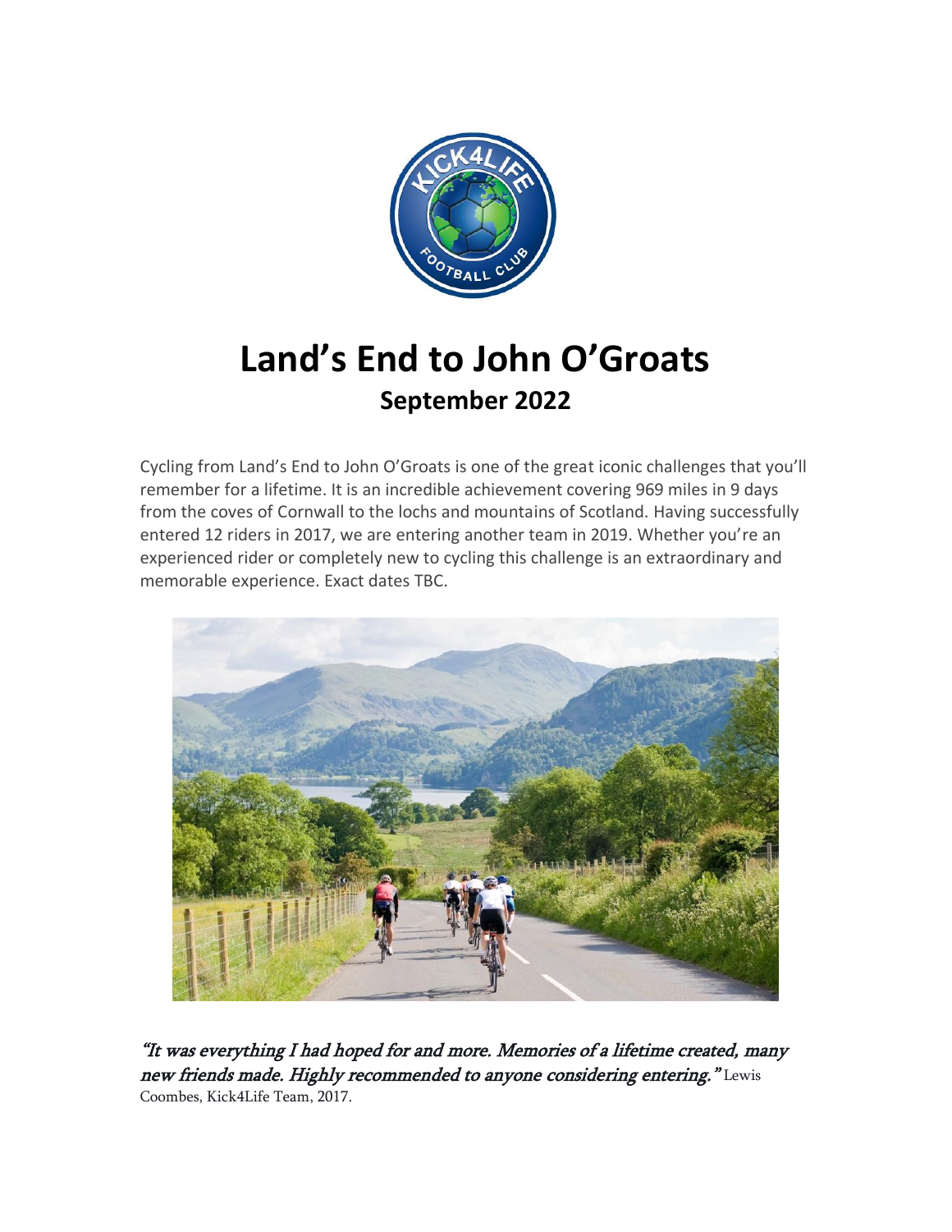# Land's End to John O'Groats

## September 2022

Cycling from Land's End to John O'Groats is one of the great iconic challenges that you'll remember for a lifetime. It is an incredible achievement covering 969 miles in 9 days from the coves of Cornwall to the lochs and mountains of Scotland. Having successfully entered 12 riders in 2017, we are entering another team in 2019. Whether you're an experienced rider or completely new to cycling this challenge is an extraordinary and memorable experience. Exact dates TBC.

*"It was everything I had hoped for and more. Memories of a lifetime created, many new friends made. Highly recommended to anyone considering entering."* Lewis Coombes, Kick4Life Team, 2017.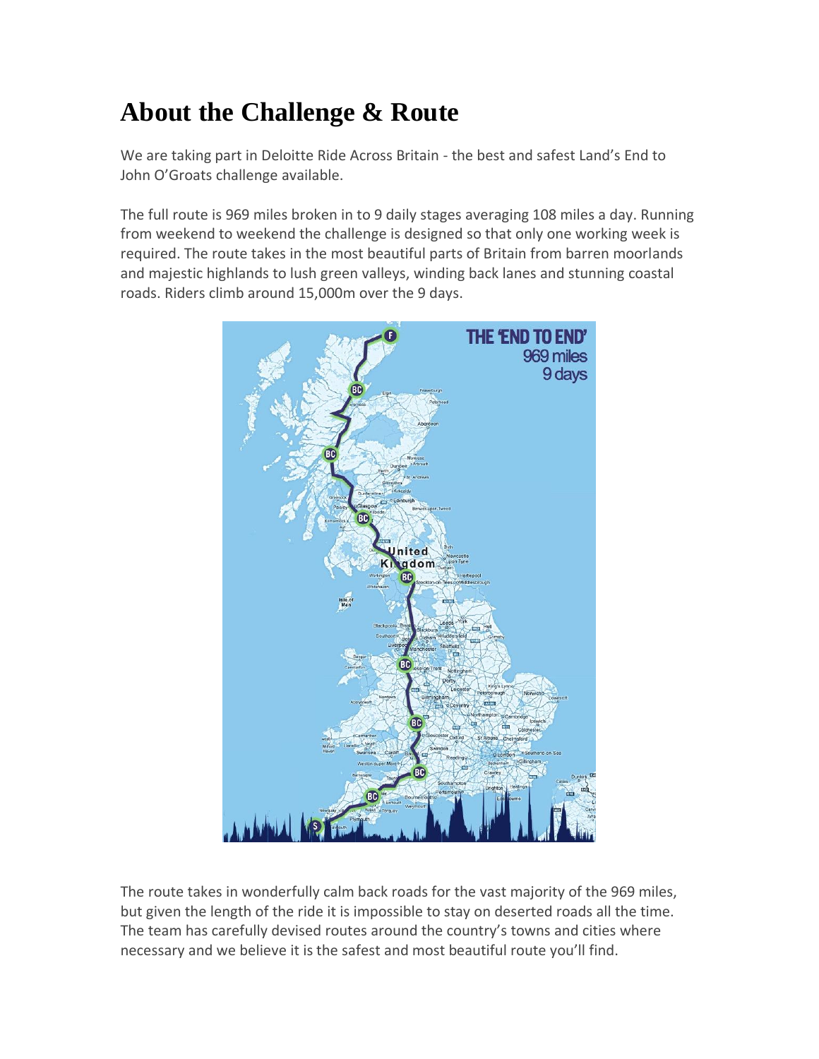# About the Challenge & Route

We are taking part in Deloitte Ride Across Britain - the best and safest Land's End to John O'Groats challenge available.

The full route is 969 miles broken in to 9 daily stages averaging 108 miles a day. Running from weekend to weekend the challenge is designed so that only one working week is required. The route takes in the most beautiful parts of Britain from barren moorlands and majestic highlands to lush green valleys, winding back lanes and stunning coastal roads. Riders climb around 15,000m over the 9 days.

The route takes in wonderfully calm back roads for the vast majority of the 969 miles, but given the length of the ride it is impossible to stay on deserted roads all the time. The team has carefully devised routes around the country's towns and cities where necessary and we believe it is the safest and most beautiful route you'll find.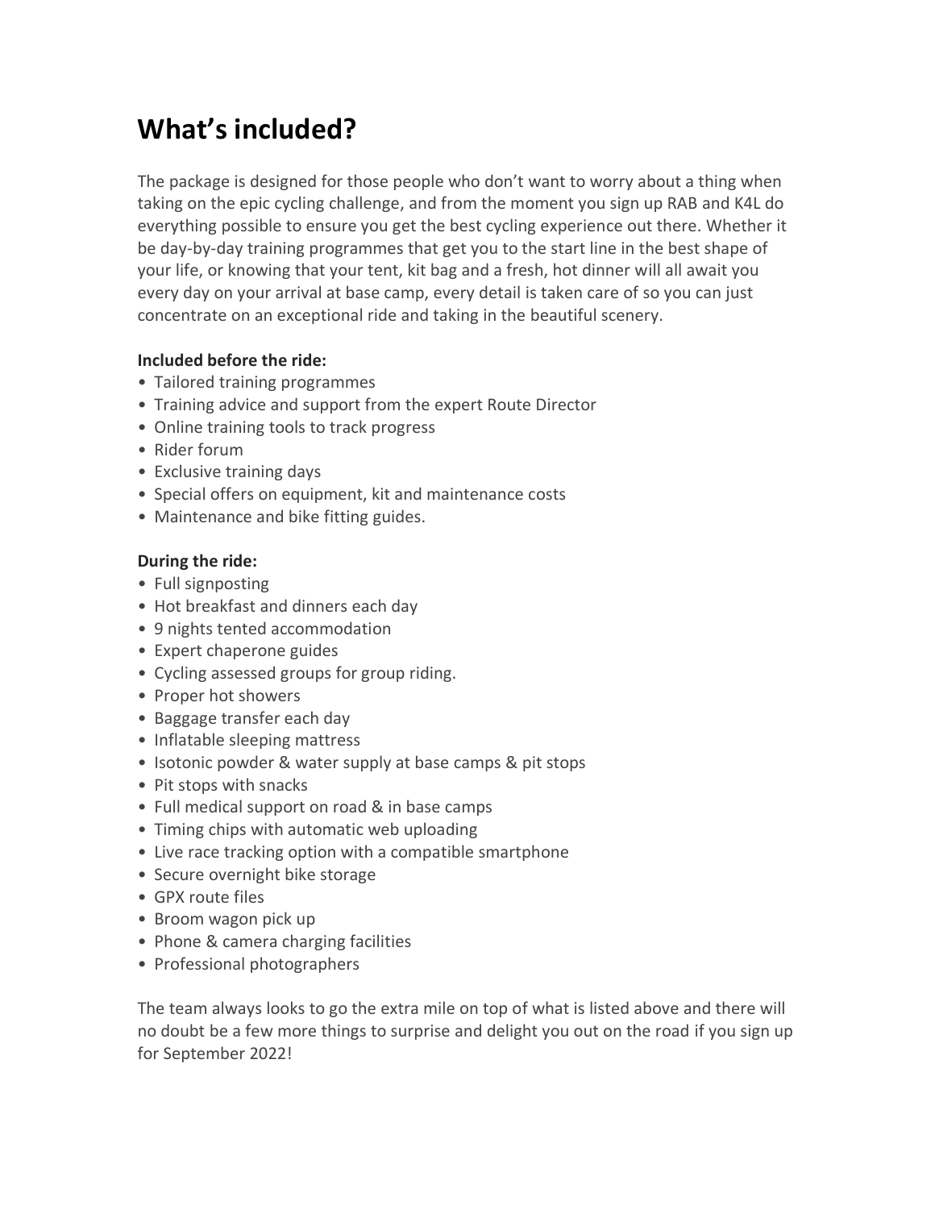# What's included?

The package is designed for those people who don't want to worry about a thing when taking on the epic cycling challenge, and from the moment you sign up RAB and K4L do everything possible to ensure you get the best cycling experience out there. Whether it be day-by-day training programmes that get you to the start line in the best shape of your life, or knowing that your tent, kit bag and a fresh, hot dinner will all await you every day on your arrival at base camp, every detail is taken care of so you can just concentrate on an exceptional ride and taking in the beautiful scenery.

**Included before the ride:**

- Tailored training programmes
- Training advice and support from the expert Route Director
- Online training tools to track progress
- Rider forum
- Exclusive training days
- Special offers on equipment, kit and maintenance costs
- Maintenance and bike fitting guides.

**During the ride:**

- Full signposting
- Hot breakfast and dinners each day
- 9 nights tented accommodation
- Expert chaperone guides
- Cycling assessed groups for group riding.
- Proper hot showers
- Baggage transfer each day
- Inflatable sleeping mattress
- Isotonic powder & water supply at base camps & pit stops
- Pit stops with snacks
- Full medical support on road & in base camps
- Timing chips with automatic web uploading
- Live race tracking option with a compatible smartphone
- Secure overnight bike storage
- GPX route files
- Broom wagon pick up
- Phone & camera charging facilities
- Professional photographers

The team always looks to go the extra mile on top of what is listed above and there will no doubt be a few more things to surprise and delight you out on the road if you sign up for September 2022!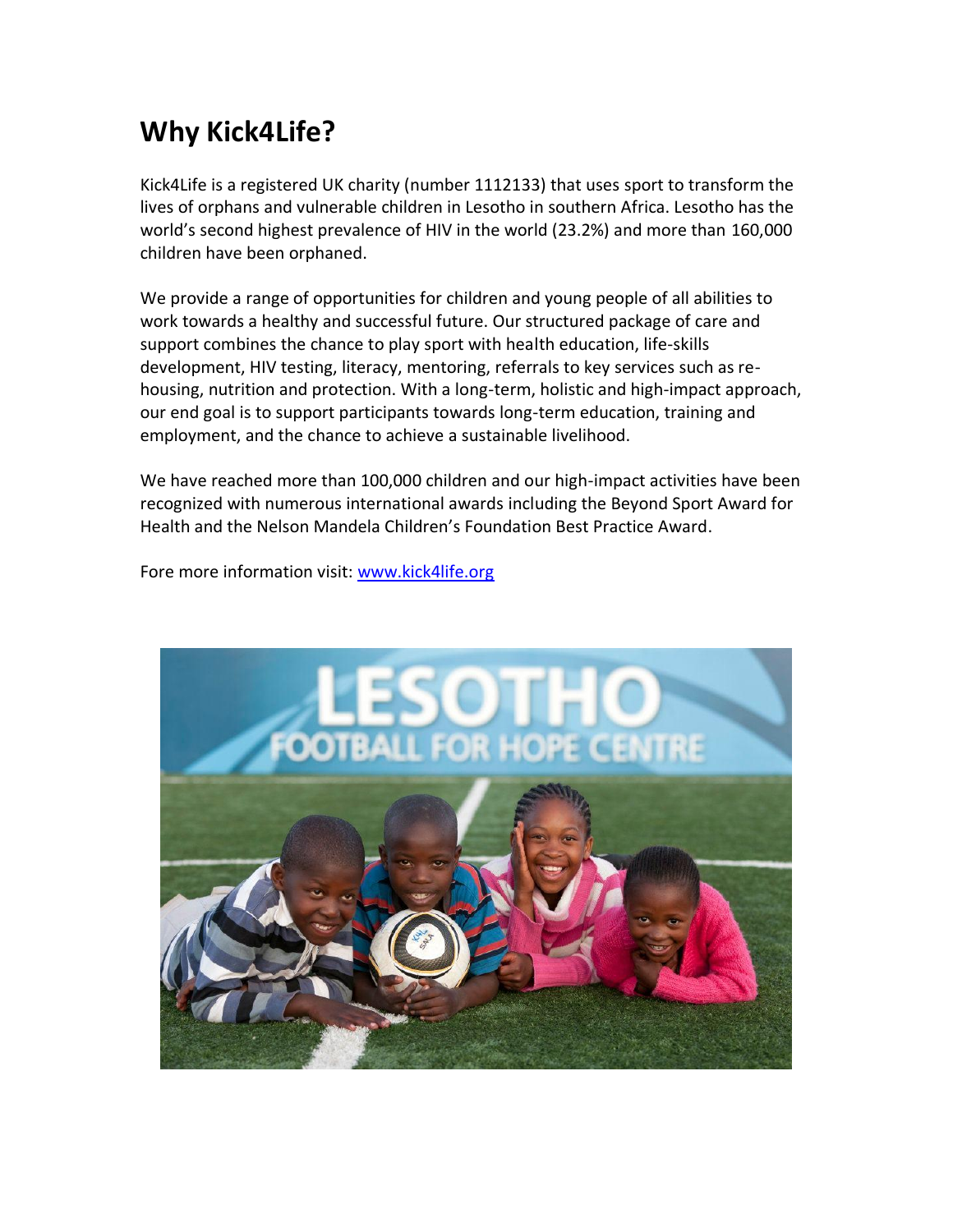# Why Kick4Life?

Kick4Life is a registered UK charity (number 1112133) that uses sport to transform the lives of orphans and vulnerable children in Lesotho in southern Africa. Lesotho has the world's second highest prevalence of HIV in the world (23.2%) and more than 160,000 children have been orphaned.

We provide a range of opportunities for children and young people of all abilities to work towards a healthy and successful future. Our structured package of care and support combines the chance to play sport with health education, life-skills development, HIV testing, literacy, mentoring, referrals to key services such as re-housing, nutrition and protection. With a long-term, holistic and high-impact approach, our end goal is to support participants towards long-term education, training and employment, and the chance to achieve a sustainable livelihood.

We have reached more than 100,000 children and our high-impact activities have been recognized with numerous international awards including the Beyond Sport Award for Health and the Nelson Mandela Children's Foundation Best Practice Award.

Fore more information visit: [www.kick4life.org](http://www.kick4life.org)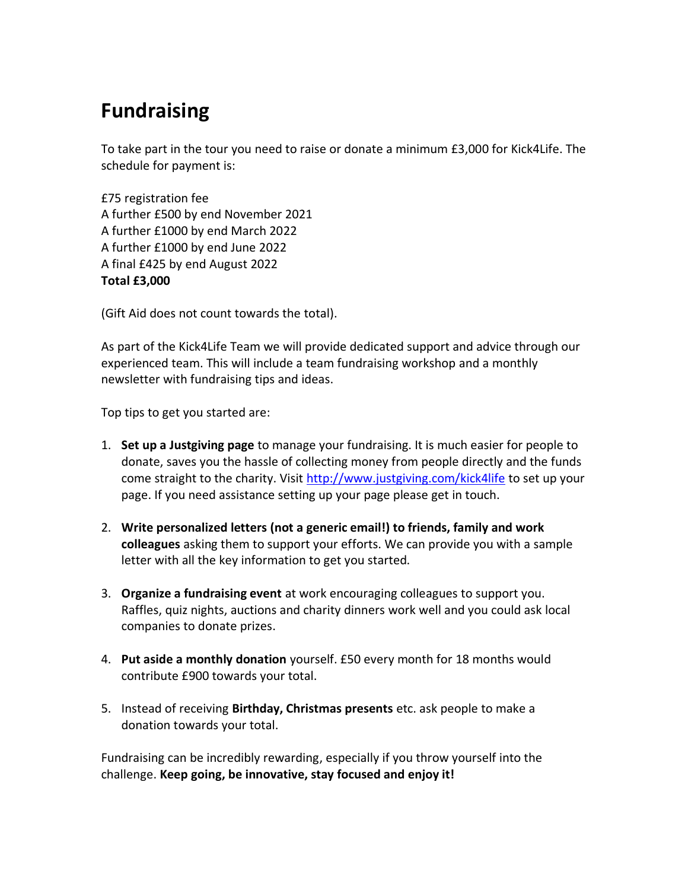# Fundraising

To take part in the tour you need to raise or donate a minimum £3,000 for Kick4Life. The schedule for payment is:

£75 registration fee
A further £500 by end November 2021
A further £1000 by end March 2022
A further £1000 by end June 2022
A final £425 by end August 2022
**Total £3,000**

(Gift Aid does not count towards the total).

As part of the Kick4Life Team we will provide dedicated support and advice through our experienced team. This will include a team fundraising workshop and a monthly newsletter with fundraising tips and ideas.

Top tips to get you started are:

1. **Set up a Justgiving page** to manage your fundraising. It is much easier for people to donate, saves you the hassle of collecting money from people directly and the funds come straight to the charity. Visit [http://www.justgiving.com/kick4life](http://www.justgiving.com/kick4life) to set up your page. If you need assistance setting up your page please get in touch.

2. **Write personalized letters (not a generic email!) to friends, family and work colleagues** asking them to support your efforts. We can provide you with a sample letter with all the key information to get you started.

3. **Organize a fundraising event** at work encouraging colleagues to support you. Raffles, quiz nights, auctions and charity dinners work well and you could ask local companies to donate prizes.

4. **Put aside a monthly donation** yourself. £50 every month for 18 months would contribute £900 towards your total.

5. Instead of receiving **Birthday, Christmas presents** etc. ask people to make a donation towards your total.

Fundraising can be incredibly rewarding, especially if you throw yourself into the challenge. **Keep going, be innovative, stay focused and enjoy it!**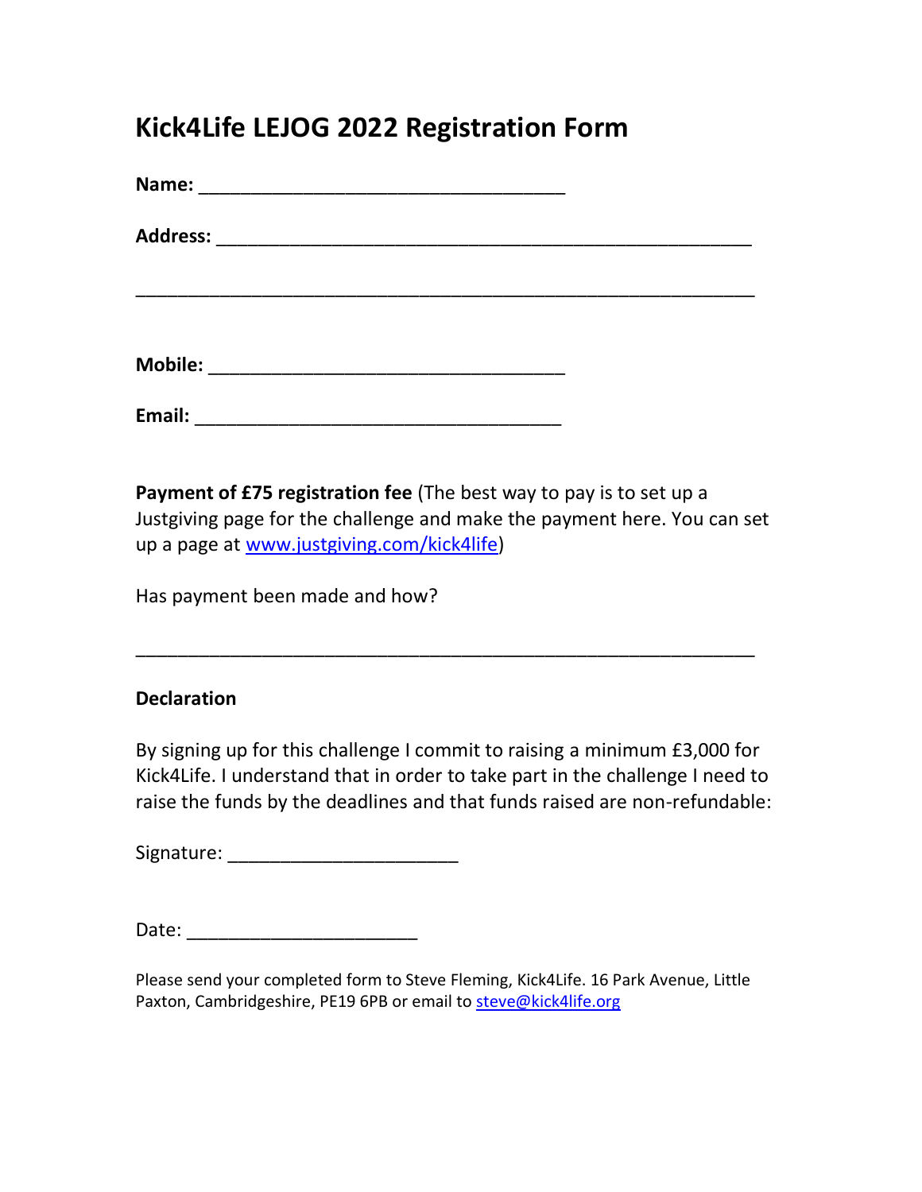# Kick4Life LEJOG 2022 Registration Form

**Name:** ___________________________________

**Address:** ___________________________________________________

_____________________________________________________________

**Mobile:** __________________________________

**Email:** ___________________________________

**Payment of £75 registration fee** (The best way to pay is to set up a Justgiving page for the challenge and make the payment here. You can set up a page at [www.justgiving.com/kick4life](http://www.justgiving.com/kick4life))

Has payment been made and how?

_____________________________________________________________

**Declaration**

By signing up for this challenge I commit to raising a minimum £3,000 for Kick4Life. I understand that in order to take part in the challenge I need to raise the funds by the deadlines and that funds raised are non-refundable:

Signature: ______________________

Date: ______________________

Please send your completed form to Steve Fleming, Kick4Life. 16 Park Avenue, Little Paxton, Cambridgeshire, PE19 6PB or email to [steve@kick4life.org](mailto:steve@kick4life.org)